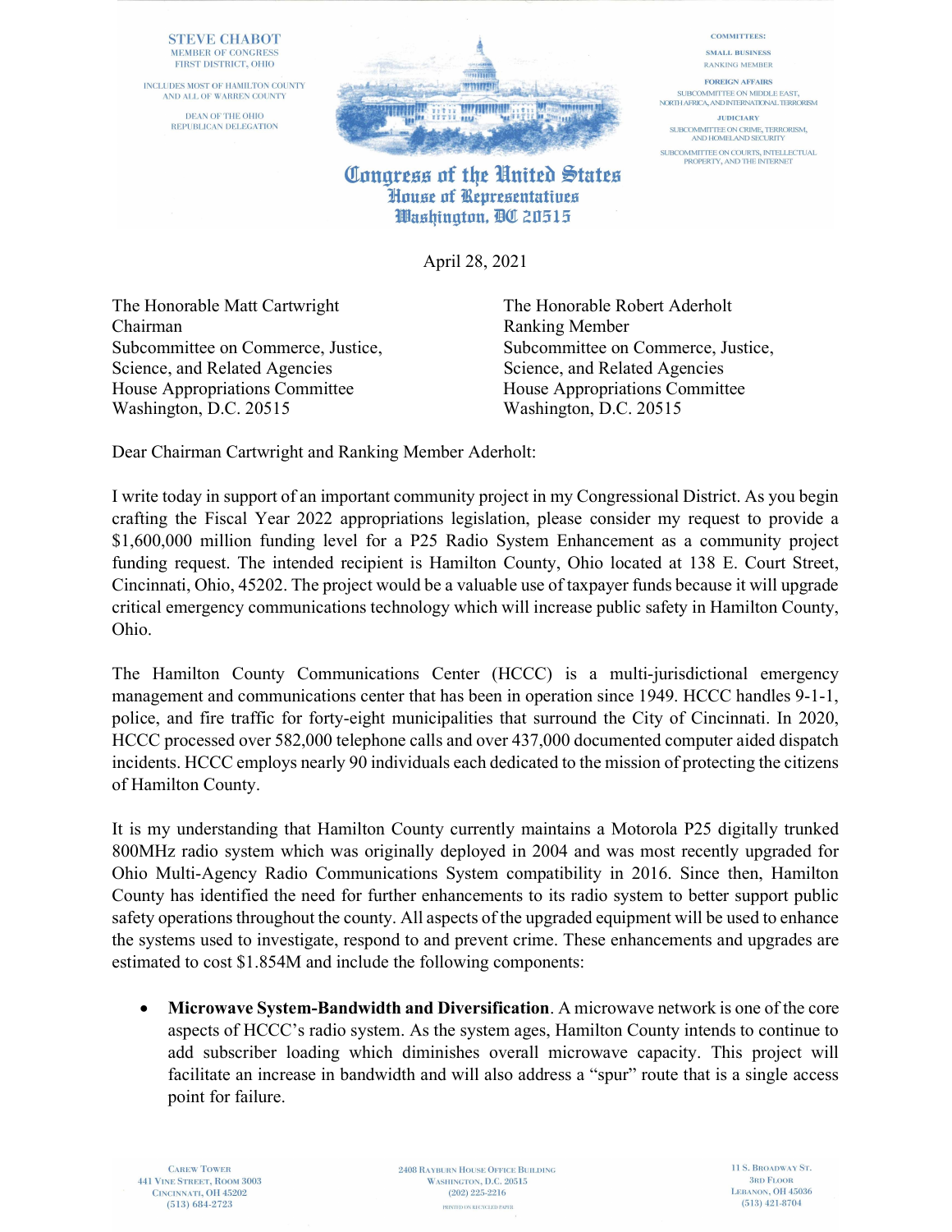STEVE CHABOT
MEMBER OF CONGRESS
FIRST DISTRICT, OHIO

INCLUDES MOST OF HAMILTON COUNTY
AND ALL OF WARREN COUNTY

DEAN OF THE OHIO
REPUBLICAN DELEGATION

COMMITTEES:

SMALL BUSINESS
RANKING MEMBER

FOREIGN AFFAIRS
SUBCOMMITTEE ON MIDDLE EAST,
NORTH AFRICA, AND INTERNATIONAL TERRORISM

JUDICIARY
SUBCOMMITTEE ON CRIME, TERRORISM,
AND HOMELAND SECURITY

SUBCOMMITTEE ON COURTS, INTELLECTUAL
PROPERTY, AND THE INTERNET

**Congress of the United States**
**House of Representatives**
**Washington, DC 20515**

April 28, 2021

The Honorable Matt Cartwright
Chairman
Subcommittee on Commerce, Justice,
Science, and Related Agencies
House Appropriations Committee
Washington, D.C. 20515

The Honorable Robert Aderholt
Ranking Member
Subcommittee on Commerce, Justice,
Science, and Related Agencies
House Appropriations Committee
Washington, D.C. 20515

Dear Chairman Cartwright and Ranking Member Aderholt:

I write today in support of an important community project in my Congressional District. As you begin crafting the Fiscal Year 2022 appropriations legislation, please consider my request to provide a $1,600,000 million funding level for a P25 Radio System Enhancement as a community project funding request. The intended recipient is Hamilton County, Ohio located at 138 E. Court Street, Cincinnati, Ohio, 45202. The project would be a valuable use of taxpayer funds because it will upgrade critical emergency communications technology which will increase public safety in Hamilton County, Ohio.

The Hamilton County Communications Center (HCCC) is a multi-jurisdictional emergency management and communications center that has been in operation since 1949. HCCC handles 9-1-1, police, and fire traffic for forty-eight municipalities that surround the City of Cincinnati. In 2020, HCCC processed over 582,000 telephone calls and over 437,000 documented computer aided dispatch incidents. HCCC employs nearly 90 individuals each dedicated to the mission of protecting the citizens of Hamilton County.

It is my understanding that Hamilton County currently maintains a Motorola P25 digitally trunked 800MHz radio system which was originally deployed in 2004 and was most recently upgraded for Ohio Multi-Agency Radio Communications System compatibility in 2016. Since then, Hamilton County has identified the need for further enhancements to its radio system to better support public safety operations throughout the county. All aspects of the upgraded equipment will be used to enhance the systems used to investigate, respond to and prevent crime. These enhancements and upgrades are estimated to cost $1.854M and include the following components:

- **Microwave System-Bandwidth and Diversification**. A microwave network is one of the core aspects of HCCC's radio system. As the system ages, Hamilton County intends to continue to add subscriber loading which diminishes overall microwave capacity. This project will facilitate an increase in bandwidth and will also address a "spur" route that is a single access point for failure.

CAREW TOWER
441 VINE STREET, ROOM 3003
CINCINNATI, OH 45202
(513) 684-2723

2408 RAYBURN HOUSE OFFICE BUILDING
WASHINGTON, D.C. 20515
(202) 225-2216

11 S. BROADWAY ST.
3RD FLOOR
LEBANON, OH 45036
(513) 421-8704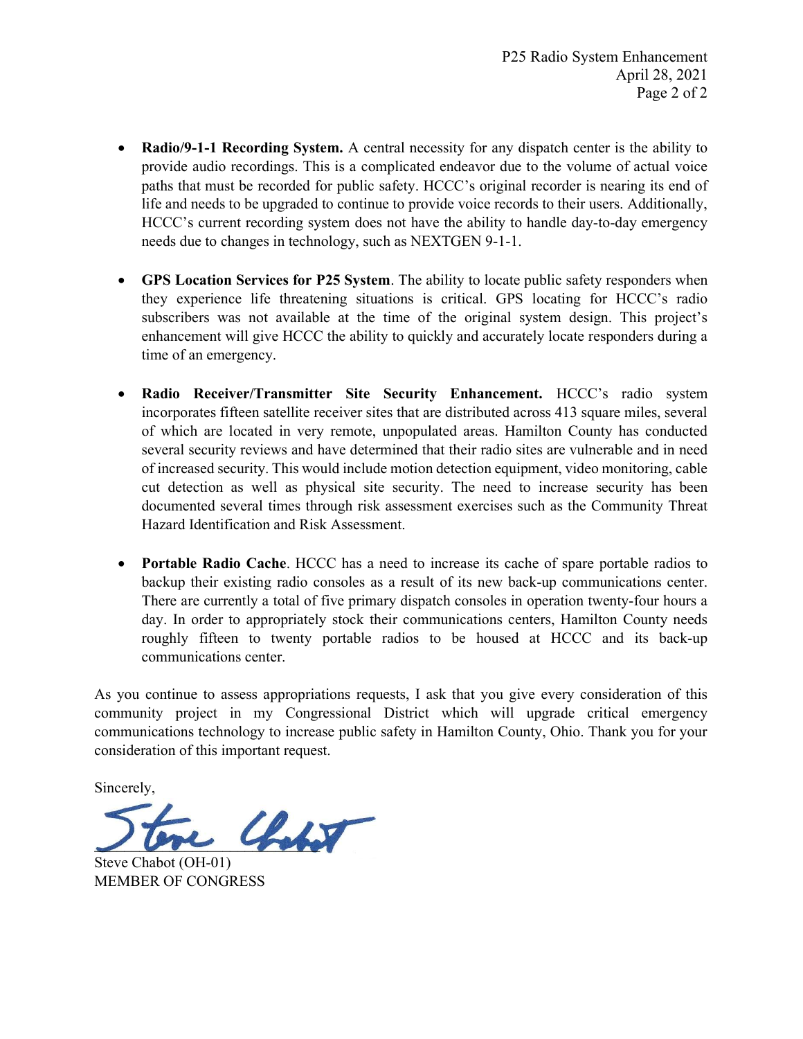- **Radio/9-1-1 Recording System.** A central necessity for any dispatch center is the ability to provide audio recordings. This is a complicated endeavor due to the volume of actual voice paths that must be recorded for public safety. HCCC's original recorder is nearing its end of life and needs to be upgraded to continue to provide voice records to their users. Additionally, HCCC's current recording system does not have the ability to handle day-to-day emergency needs due to changes in technology, such as NEXTGEN 9-1-1.

- **GPS Location Services for P25 System**. The ability to locate public safety responders when they experience life threatening situations is critical. GPS locating for HCCC's radio subscribers was not available at the time of the original system design. This project's enhancement will give HCCC the ability to quickly and accurately locate responders during a time of an emergency.

- **Radio Receiver/Transmitter Site Security Enhancement.** HCCC's radio system incorporates fifteen satellite receiver sites that are distributed across 413 square miles, several of which are located in very remote, unpopulated areas. Hamilton County has conducted several security reviews and have determined that their radio sites are vulnerable and in need of increased security. This would include motion detection equipment, video monitoring, cable cut detection as well as physical site security. The need to increase security has been documented several times through risk assessment exercises such as the Community Threat Hazard Identification and Risk Assessment.

- **Portable Radio Cache**. HCCC has a need to increase its cache of spare portable radios to backup their existing radio consoles as a result of its new back-up communications center. There are currently a total of five primary dispatch consoles in operation twenty-four hours a day. In order to appropriately stock their communications centers, Hamilton County needs roughly fifteen to twenty portable radios to be housed at HCCC and its back-up communications center.

As you continue to assess appropriations requests, I ask that you give every consideration of this community project in my Congressional District which will upgrade critical emergency communications technology to increase public safety in Hamilton County, Ohio. Thank you for your consideration of this important request.

Sincerely,

Steve Chabot (OH-01)
MEMBER OF CONGRESS